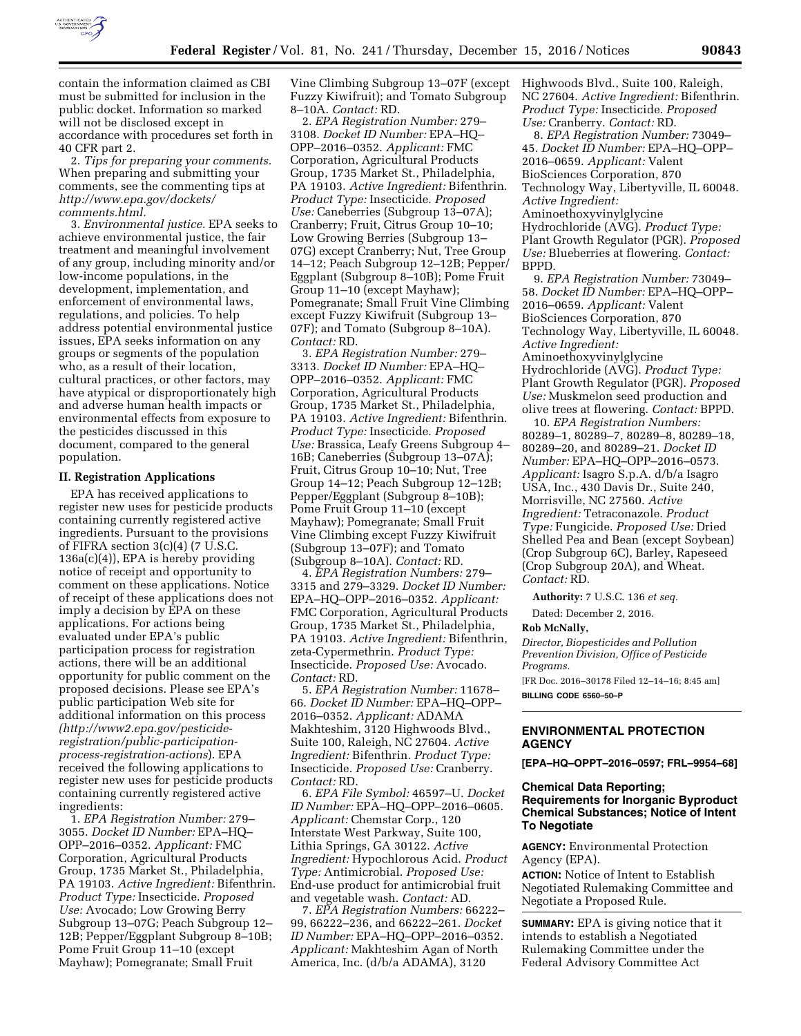contain the information claimed as CBI must be submitted for inclusion in the public docket. Information so marked will not be disclosed except in accordance with procedures set forth in 40 CFR part 2.

2. *Tips for preparing your comments.* When preparing and submitting your comments, see the commenting tips at *http://www.epa.gov/dockets/comments.html.*

3. *Environmental justice.* EPA seeks to achieve environmental justice, the fair treatment and meaningful involvement of any group, including minority and/or low-income populations, in the development, implementation, and enforcement of environmental laws, regulations, and policies. To help address potential environmental justice issues, EPA seeks information on any groups or segments of the population who, as a result of their location, cultural practices, or other factors, may have atypical or disproportionately high and adverse human health impacts or environmental effects from exposure to the pesticides discussed in this document, compared to the general population.

## II. Registration Applications

EPA has received applications to register new uses for pesticide products containing currently registered active ingredients. Pursuant to the provisions of FIFRA section 3(c)(4) (7 U.S.C. 136a(c)(4)), EPA is hereby providing notice of receipt and opportunity to comment on these applications. Notice of receipt of these applications does not imply a decision by EPA on these applications. For actions being evaluated under EPA's public participation process for registration actions, there will be an additional opportunity for public comment on the proposed decisions. Please see EPA's public participation Web site for additional information on this process (*http://www2.epa.gov/pesticide-registration/public-participation-process-registration-actions*). EPA received the following applications to register new uses for pesticide products containing currently registered active ingredients:

1. *EPA Registration Number:* 279–3055. *Docket ID Number:* EPA–HQ–OPP–2016–0352. *Applicant:* FMC Corporation, Agricultural Products Group, 1735 Market St., Philadelphia, PA 19103. *Active Ingredient:* Bifenthrin. *Product Type:* Insecticide. *Proposed Use:* Avocado; Low Growing Berry Subgroup 13–07G; Peach Subgroup 12–12B; Pepper/Eggplant Subgroup 8–10B; Pome Fruit Group 11–10 (except Mayhaw); Pomegranate; Small Fruit Vine Climbing Subgroup 13–07F (except Fuzzy Kiwifruit); and Tomato Subgroup 8–10A. *Contact:* RD.

2. *EPA Registration Number:* 279–3108. *Docket ID Number:* EPA–HQ–OPP–2016–0352. *Applicant:* FMC Corporation, Agricultural Products Group, 1735 Market St., Philadelphia, PA 19103. *Active Ingredient:* Bifenthrin. *Product Type:* Insecticide. *Proposed Use:* Caneberries (Subgroup 13–07A); Cranberry; Fruit, Citrus Group 10–10; Low Growing Berries (Subgroup 13–07G) except Cranberry; Nut, Tree Group 14–12; Peach Subgroup 12–12B; Pepper/Eggplant (Subgroup 8–10B); Pome Fruit Group 11–10 (except Mayhaw); Pomegranate; Small Fruit Vine Climbing except Fuzzy Kiwifruit (Subgroup 13–07F); and Tomato (Subgroup 8–10A). *Contact:* RD.

3. *EPA Registration Number:* 279–3313. *Docket ID Number:* EPA–HQ–OPP–2016–0352. *Applicant:* FMC Corporation, Agricultural Products Group, 1735 Market St., Philadelphia, PA 19103. *Active Ingredient:* Bifenthrin. *Product Type:* Insecticide. *Proposed Use:* Brassica, Leafy Greens Subgroup 4–16B; Caneberries (Subgroup 13–07A); Fruit, Citrus Group 10–10; Nut, Tree Group 14–12; Peach Subgroup 12–12B; Pepper/Eggplant (Subgroup 8–10B); Pome Fruit Group 11–10 (except Mayhaw); Pomegranate; Small Fruit Vine Climbing except Fuzzy Kiwifruit (Subgroup 13–07F); and Tomato (Subgroup 8–10A). *Contact:* RD.

4. *EPA Registration Numbers:* 279–3315 and 279–3329. *Docket ID Number:* EPA–HQ–OPP–2016–0352. *Applicant:* FMC Corporation, Agricultural Products Group, 1735 Market St., Philadelphia, PA 19103. *Active Ingredient:* Bifenthrin, zeta-Cypermethrin. *Product Type:* Insecticide. *Proposed Use:* Avocado. *Contact:* RD.

5. *EPA Registration Number:* 11678–66. *Docket ID Number:* EPA–HQ–OPP–2016–0352. *Applicant:* ADAMA Makhteshim, 3120 Highwoods Blvd., Suite 100, Raleigh, NC 27604. *Active Ingredient:* Bifenthrin. *Product Type:* Insecticide. *Proposed Use:* Cranberry. *Contact:* RD.

6. *EPA File Symbol:* 46597–U. *Docket ID Number:* EPA–HQ–OPP–2016–0605. *Applicant:* Chemstar Corp., 120 Interstate West Parkway, Suite 100, Lithia Springs, GA 30122. *Active Ingredient:* Hypochlorous Acid. *Product Type:* Antimicrobial. *Proposed Use:* End-use product for antimicrobial fruit and vegetable wash. *Contact:* AD.

7. *EPA Registration Numbers:* 66222–99, 66222–236, and 66222–261. *Docket ID Number:* EPA–HQ–OPP–2016–0352. *Applicant:* Makhteshim Agan of North America, Inc. (d/b/a ADAMA), 3120 Highwoods Blvd., Suite 100, Raleigh, NC 27604. *Active Ingredient:* Bifenthrin. *Product Type:* Insecticide. *Proposed Use:* Cranberry. *Contact:* RD.

8. *EPA Registration Number:* 73049–45. *Docket ID Number:* EPA–HQ–OPP–2016–0659. *Applicant:* Valent BioSciences Corporation, 870 Technology Way, Libertyville, IL 60048. *Active Ingredient:* Aminoethoxyvinylglycine Hydrochloride (AVG). *Product Type:* Plant Growth Regulator (PGR). *Proposed Use:* Blueberries at flowering. *Contact:* BPPD.

9. *EPA Registration Number:* 73049–58. *Docket ID Number:* EPA–HQ–OPP–2016–0659. *Applicant:* Valent BioSciences Corporation, 870 Technology Way, Libertyville, IL 60048. *Active Ingredient:* Aminoethoxyvinylglycine Hydrochloride (AVG). *Product Type:* Plant Growth Regulator (PGR). *Proposed Use:* Muskmelon seed production and olive trees at flowering. *Contact:* BPPD.

10. *EPA Registration Numbers:* 80289–1, 80289–7, 80289–8, 80289–18, 80289–20, and 80289–21. *Docket ID Number:* EPA–HQ–OPP–2016–0573. *Applicant:* Isagro S.p.A. d/b/a Isagro USA, Inc., 430 Davis Dr., Suite 240, Morrisville, NC 27560. *Active Ingredient:* Tetraconazole. *Product Type:* Fungicide. *Proposed Use:* Dried Shelled Pea and Bean (except Soybean) (Crop Subgroup 6C), Barley, Rapeseed (Crop Subgroup 20A), and Wheat. *Contact:* RD.

**Authority:** 7 U.S.C. 136 *et seq.*

Dated: December 2, 2016.

**Rob McNally,**

*Director, Biopesticides and Pollution Prevention Division, Office of Pesticide Programs.*

[FR Doc. 2016–30178 Filed 12–14–16; 8:45 am]

**BILLING CODE 6560–50–P**

---

## ENVIRONMENTAL PROTECTION AGENCY

**[EPA–HQ–OPPT–2016–0597; FRL–9954–68]**

### Chemical Data Reporting; Requirements for Inorganic Byproduct Chemical Substances; Notice of Intent To Negotiate

**AGENCY:** Environmental Protection Agency (EPA).

**ACTION:** Notice of Intent to Establish Negotiated Rulemaking Committee and Negotiate a Proposed Rule.

**SUMMARY:** EPA is giving notice that it intends to establish a Negotiated Rulemaking Committee under the Federal Advisory Committee Act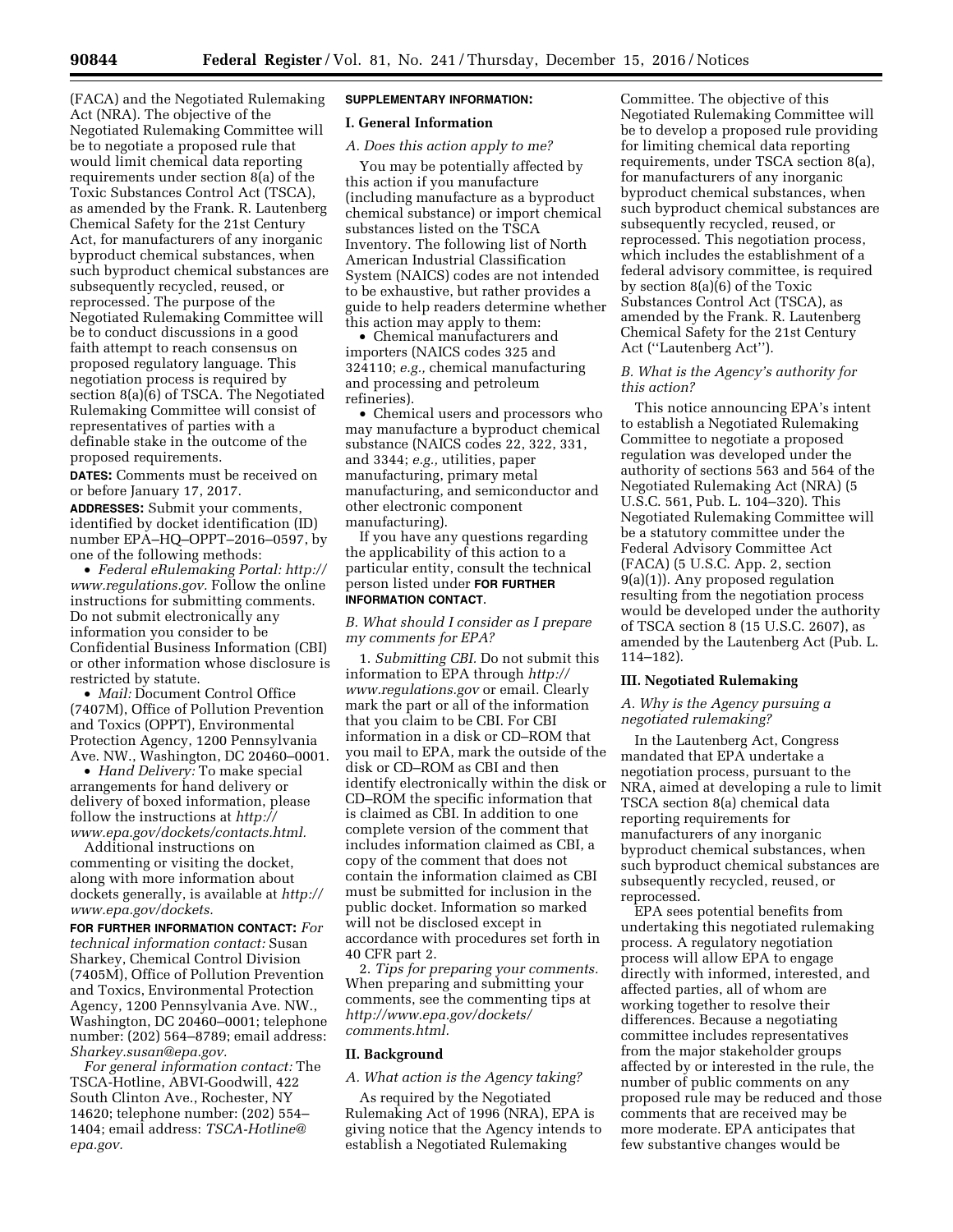(FACA) and the Negotiated Rulemaking Act (NRA). The objective of the Negotiated Rulemaking Committee will be to negotiate a proposed rule that would limit chemical data reporting requirements under section 8(a) of the Toxic Substances Control Act (TSCA), as amended by the Frank. R. Lautenberg Chemical Safety for the 21st Century Act, for manufacturers of any inorganic byproduct chemical substances, when such byproduct chemical substances are subsequently recycled, reused, or reprocessed. The purpose of the Negotiated Rulemaking Committee will be to conduct discussions in a good faith attempt to reach consensus on proposed regulatory language. This negotiation process is required by section 8(a)(6) of TSCA. The Negotiated Rulemaking Committee will consist of representatives of parties with a definable stake in the outcome of the proposed requirements.

**DATES:** Comments must be received on or before January 17, 2017.

**ADDRESSES:** Submit your comments, identified by docket identification (ID) number EPA–HQ–OPPT–2016–0597, by one of the following methods:

- *Federal eRulemaking Portal: http://www.regulations.gov.* Follow the online instructions for submitting comments. Do not submit electronically any information you consider to be Confidential Business Information (CBI) or other information whose disclosure is restricted by statute.
- *Mail:* Document Control Office (7407M), Office of Pollution Prevention and Toxics (OPPT), Environmental Protection Agency, 1200 Pennsylvania Ave. NW., Washington, DC 20460–0001.
- *Hand Delivery:* To make special arrangements for hand delivery or delivery of boxed information, please follow the instructions at *http://www.epa.gov/dockets/contacts.html.*

Additional instructions on commenting or visiting the docket, along with more information about dockets generally, is available at *http://www.epa.gov/dockets.*

**FOR FURTHER INFORMATION CONTACT:** *For technical information contact:* Susan Sharkey, Chemical Control Division (7405M), Office of Pollution Prevention and Toxics, Environmental Protection Agency, 1200 Pennsylvania Ave. NW., Washington, DC 20460–0001; telephone number: (202) 564–8789; email address: *Sharkey.susan@epa.gov.*

*For general information contact:* The TSCA-Hotline, ABVI-Goodwill, 422 South Clinton Ave., Rochester, NY 14620; telephone number: (202) 554–1404; email address: *TSCA-Hotline@epa.gov.*

**SUPPLEMENTARY INFORMATION:**

## I. General Information

### *A. Does this action apply to me?*

You may be potentially affected by this action if you manufacture (including manufacture as a byproduct chemical substance) or import chemical substances listed on the TSCA Inventory. The following list of North American Industrial Classification System (NAICS) codes are not intended to be exhaustive, but rather provides a guide to help readers determine whether this action may apply to them:

- Chemical manufacturers and importers (NAICS codes 325 and 324110; *e.g.,* chemical manufacturing and processing and petroleum refineries).
- Chemical users and processors who may manufacture a byproduct chemical substance (NAICS codes 22, 322, 331, and 3344; *e.g.,* utilities, paper manufacturing, primary metal manufacturing, and semiconductor and other electronic component manufacturing).

If you have any questions regarding the applicability of this action to a particular entity, consult the technical person listed under **FOR FURTHER INFORMATION CONTACT**.

### *B. What should I consider as I prepare my comments for EPA?*

1. *Submitting CBI.* Do not submit this information to EPA through *http://www.regulations.gov* or email. Clearly mark the part or all of the information that you claim to be CBI. For CBI information in a disk or CD–ROM that you mail to EPA, mark the outside of the disk or CD–ROM as CBI and then identify electronically within the disk or CD–ROM the specific information that is claimed as CBI. In addition to one complete version of the comment that includes information claimed as CBI, a copy of the comment that does not contain the information claimed as CBI must be submitted for inclusion in the public docket. Information so marked will not be disclosed except in accordance with procedures set forth in 40 CFR part 2.

2. *Tips for preparing your comments.* When preparing and submitting your comments, see the commenting tips at *http://www.epa.gov/dockets/comments.html.*

## II. Background

### *A. What action is the Agency taking?*

As required by the Negotiated Rulemaking Act of 1996 (NRA), EPA is giving notice that the Agency intends to establish a Negotiated Rulemaking Committee. The objective of this Negotiated Rulemaking Committee will be to develop a proposed rule providing for limiting chemical data reporting requirements, under TSCA section 8(a), for manufacturers of any inorganic byproduct chemical substances, when such byproduct chemical substances are subsequently recycled, reused, or reprocessed. This negotiation process, which includes the establishment of a federal advisory committee, is required by section 8(a)(6) of the Toxic Substances Control Act (TSCA), as amended by the Frank. R. Lautenberg Chemical Safety for the 21st Century Act (''Lautenberg Act'').

### *B. What is the Agency's authority for this action?*

This notice announcing EPA's intent to establish a Negotiated Rulemaking Committee to negotiate a proposed regulation was developed under the authority of sections 563 and 564 of the Negotiated Rulemaking Act (NRA) (5 U.S.C. 561, Pub. L. 104–320). This Negotiated Rulemaking Committee will be a statutory committee under the Federal Advisory Committee Act (FACA) (5 U.S.C. App. 2, section 9(a)(1)). Any proposed regulation resulting from the negotiation process would be developed under the authority of TSCA section 8 (15 U.S.C. 2607), as amended by the Lautenberg Act (Pub. L. 114–182).

## III. Negotiated Rulemaking

### *A. Why is the Agency pursuing a negotiated rulemaking?*

In the Lautenberg Act, Congress mandated that EPA undertake a negotiation process, pursuant to the NRA, aimed at developing a rule to limit TSCA section 8(a) chemical data reporting requirements for manufacturers of any inorganic byproduct chemical substances, when such byproduct chemical substances are subsequently recycled, reused, or reprocessed.

EPA sees potential benefits from undertaking this negotiated rulemaking process. A regulatory negotiation process will allow EPA to engage directly with informed, interested, and affected parties, all of whom are working together to resolve their differences. Because a negotiating committee includes representatives from the major stakeholder groups affected by or interested in the rule, the number of public comments on any proposed rule may be reduced and those comments that are received may be more moderate. EPA anticipates that few substantive changes would be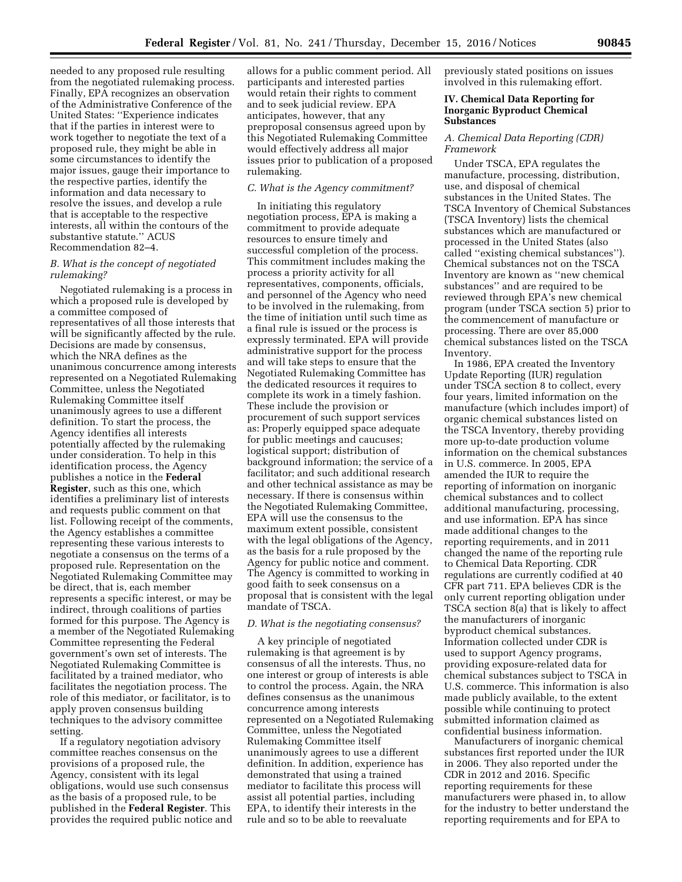needed to any proposed rule resulting from the negotiated rulemaking process. Finally, EPA recognizes an observation of the Administrative Conference of the United States: "Experience indicates that if the parties in interest were to work together to negotiate the text of a proposed rule, they might be able in some circumstances to identify the major issues, gauge their importance to the respective parties, identify the information and data necessary to resolve the issues, and develop a rule that is acceptable to the respective interests, all within the contours of the substantive statute." ACUS Recommendation 82–4.

### *B. What is the concept of negotiated rulemaking?*

Negotiated rulemaking is a process in which a proposed rule is developed by a committee composed of representatives of all those interests that will be significantly affected by the rule. Decisions are made by consensus, which the NRA defines as the unanimous concurrence among interests represented on a Negotiated Rulemaking Committee, unless the Negotiated Rulemaking Committee itself unanimously agrees to use a different definition. To start the process, the Agency identifies all interests potentially affected by the rulemaking under consideration. To help in this identification process, the Agency publishes a notice in the **Federal Register**, such as this one, which identifies a preliminary list of interests and requests public comment on that list. Following receipt of the comments, the Agency establishes a committee representing these various interests to negotiate a consensus on the terms of a proposed rule. Representation on the Negotiated Rulemaking Committee may be direct, that is, each member represents a specific interest, or may be indirect, through coalitions of parties formed for this purpose. The Agency is a member of the Negotiated Rulemaking Committee representing the Federal government's own set of interests. The Negotiated Rulemaking Committee is facilitated by a trained mediator, who facilitates the negotiation process. The role of this mediator, or facilitator, is to apply proven consensus building techniques to the advisory committee setting.

If a regulatory negotiation advisory committee reaches consensus on the provisions of a proposed rule, the Agency, consistent with its legal obligations, would use such consensus as the basis of a proposed rule, to be published in the **Federal Register**. This provides the required public notice and allows for a public comment period. All participants and interested parties would retain their rights to comment and to seek judicial review. EPA anticipates, however, that any preproposal consensus agreed upon by this Negotiated Rulemaking Committee would effectively address all major issues prior to publication of a proposed rulemaking.

### *C. What is the Agency commitment?*

In initiating this regulatory negotiation process, EPA is making a commitment to provide adequate resources to ensure timely and successful completion of the process. This commitment includes making the process a priority activity for all representatives, components, officials, and personnel of the Agency who need to be involved in the rulemaking, from the time of initiation until such time as a final rule is issued or the process is expressly terminated. EPA will provide administrative support for the process and will take steps to ensure that the Negotiated Rulemaking Committee has the dedicated resources it requires to complete its work in a timely fashion. These include the provision or procurement of such support services as: Properly equipped space adequate for public meetings and caucuses; logistical support; distribution of background information; the service of a facilitator; and such additional research and other technical assistance as may be necessary. If there is consensus within the Negotiated Rulemaking Committee, EPA will use the consensus to the maximum extent possible, consistent with the legal obligations of the Agency, as the basis for a rule proposed by the Agency for public notice and comment. The Agency is committed to working in good faith to seek consensus on a proposal that is consistent with the legal mandate of TSCA.

### *D. What is the negotiating consensus?*

A key principle of negotiated rulemaking is that agreement is by consensus of all the interests. Thus, no one interest or group of interests is able to control the process. Again, the NRA defines consensus as the unanimous concurrence among interests represented on a Negotiated Rulemaking Committee, unless the Negotiated Rulemaking Committee itself unanimously agrees to use a different definition. In addition, experience has demonstrated that using a trained mediator to facilitate this process will assist all potential parties, including EPA, to identify their interests in the rule and so to be able to reevaluate previously stated positions on issues involved in this rulemaking effort.

## IV. Chemical Data Reporting for Inorganic Byproduct Chemical Substances

### *A. Chemical Data Reporting (CDR) Framework*

Under TSCA, EPA regulates the manufacture, processing, distribution, use, and disposal of chemical substances in the United States. The TSCA Inventory of Chemical Substances (TSCA Inventory) lists the chemical substances which are manufactured or processed in the United States (also called "existing chemical substances"). Chemical substances not on the TSCA Inventory are known as "new chemical substances" and are required to be reviewed through EPA's new chemical program (under TSCA section 5) prior to the commencement of manufacture or processing. There are over 85,000 chemical substances listed on the TSCA Inventory.

In 1986, EPA created the Inventory Update Reporting (IUR) regulation under TSCA section 8 to collect, every four years, limited information on the manufacture (which includes import) of organic chemical substances listed on the TSCA Inventory, thereby providing more up-to-date production volume information on the chemical substances in U.S. commerce. In 2005, EPA amended the IUR to require the reporting of information on inorganic chemical substances and to collect additional manufacturing, processing, and use information. EPA has since made additional changes to the reporting requirements, and in 2011 changed the name of the reporting rule to Chemical Data Reporting. CDR regulations are currently codified at 40 CFR part 711. EPA believes CDR is the only current reporting obligation under TSCA section 8(a) that is likely to affect the manufacturers of inorganic byproduct chemical substances. Information collected under CDR is used to support Agency programs, providing exposure-related data for chemical substances subject to TSCA in U.S. commerce. This information is also made publicly available, to the extent possible while continuing to protect submitted information claimed as confidential business information.

Manufacturers of inorganic chemical substances first reported under the IUR in 2006. They also reported under the CDR in 2012 and 2016. Specific reporting requirements for these manufacturers were phased in, to allow for the industry to better understand the reporting requirements and for EPA to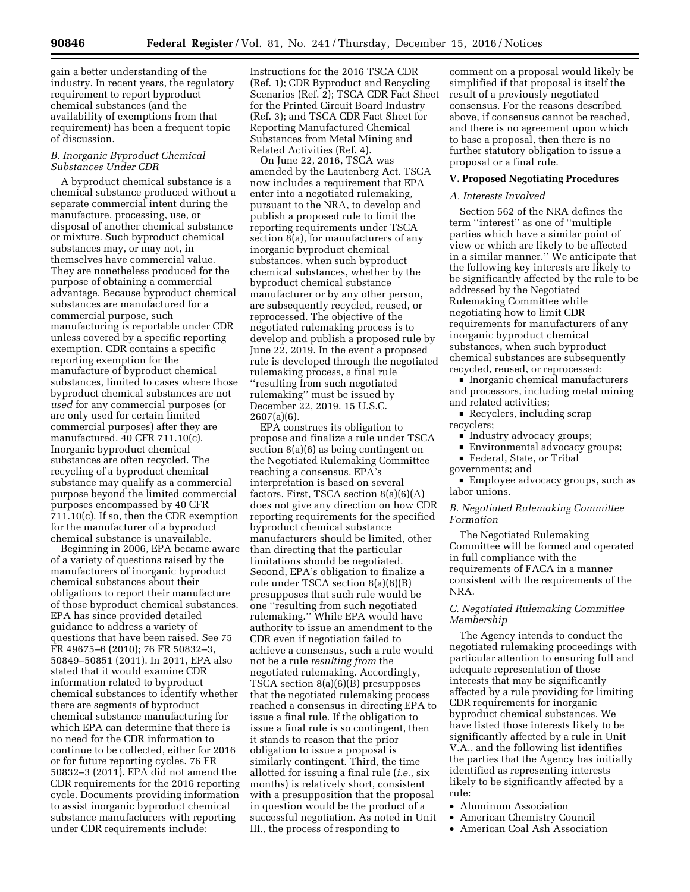gain a better understanding of the industry. In recent years, the regulatory requirement to report byproduct chemical substances (and the availability of exemptions from that requirement) has been a frequent topic of discussion.

### B. Inorganic Byproduct Chemical Substances Under CDR

A byproduct chemical substance is a chemical substance produced without a separate commercial intent during the manufacture, processing, use, or disposal of another chemical substance or mixture. Such byproduct chemical substances may, or may not, in themselves have commercial value. They are nonetheless produced for the purpose of obtaining a commercial advantage. Because byproduct chemical substances are manufactured for a commercial purpose, such manufacturing is reportable under CDR unless covered by a specific reporting exemption. CDR contains a specific reporting exemption for the manufacture of byproduct chemical substances, limited to cases where those byproduct chemical substances are not *used* for any commercial purposes (or are only used for certain limited commercial purposes) after they are manufactured. 40 CFR 711.10(c). Inorganic byproduct chemical substances are often recycled. The recycling of a byproduct chemical substance may qualify as a commercial purpose beyond the limited commercial purposes encompassed by 40 CFR 711.10(c). If so, then the CDR exemption for the manufacturer of a byproduct chemical substance is unavailable.

Beginning in 2006, EPA became aware of a variety of questions raised by the manufacturers of inorganic byproduct chemical substances about their obligations to report their manufacture of those byproduct chemical substances. EPA has since provided detailed guidance to address a variety of questions that have been raised. See 75 FR 49675–6 (2010); 76 FR 50832–3, 50849–50851 (2011). In 2011, EPA also stated that it would examine CDR information related to byproduct chemical substances to identify whether there are segments of byproduct chemical substance manufacturing for which EPA can determine that there is no need for the CDR information to continue to be collected, either for 2016 or for future reporting cycles. 76 FR 50832–3 (2011). EPA did not amend the CDR requirements for the 2016 reporting cycle. Documents providing information to assist inorganic byproduct chemical substance manufacturers with reporting under CDR requirements include: Instructions for the 2016 TSCA CDR (Ref. 1); CDR Byproduct and Recycling Scenarios (Ref. 2); TSCA CDR Fact Sheet for the Printed Circuit Board Industry (Ref. 3); and TSCA CDR Fact Sheet for Reporting Manufactured Chemical Substances from Metal Mining and Related Activities (Ref. 4).

On June 22, 2016, TSCA was amended by the Lautenberg Act. TSCA now includes a requirement that EPA enter into a negotiated rulemaking, pursuant to the NRA, to develop and publish a proposed rule to limit the reporting requirements under TSCA section 8(a), for manufacturers of any inorganic byproduct chemical substances, when such byproduct chemical substances, whether by the byproduct chemical substance manufacturer or by any other person, are subsequently recycled, reused, or reprocessed. The objective of the negotiated rulemaking process is to develop and publish a proposed rule by June 22, 2019. In the event a proposed rule is developed through the negotiated rulemaking process, a final rule "resulting from such negotiated rulemaking" must be issued by December 22, 2019. 15 U.S.C. 2607(a)(6).

EPA construes its obligation to propose and finalize a rule under TSCA section 8(a)(6) as being contingent on the Negotiated Rulemaking Committee reaching a consensus. EPA's interpretation is based on several factors. First, TSCA section 8(a)(6)(A) does not give any direction on how CDR reporting requirements for the specified byproduct chemical substance manufacturers should be limited, other than directing that the particular limitations should be negotiated. Second, EPA's obligation to finalize a rule under TSCA section 8(a)(6)(B) presupposes that such rule would be one "resulting from such negotiated rulemaking." While EPA would have authority to issue an amendment to the CDR even if negotiation failed to achieve a consensus, such a rule would not be a rule *resulting from* the negotiated rulemaking. Accordingly, TSCA section 8(a)(6)(B) presupposes that the negotiated rulemaking process reached a consensus in directing EPA to issue a final rule. If the obligation to issue a final rule is so contingent, then it stands to reason that the prior obligation to issue a proposal is similarly contingent. Third, the time allotted for issuing a final rule (*i.e.,* six months) is relatively short, consistent with a presupposition that the proposal in question would be the product of a successful negotiation. As noted in Unit III., the process of responding to comment on a proposal would likely be simplified if that proposal is itself the result of a previously negotiated consensus. For the reasons described above, if consensus cannot be reached, and there is no agreement upon which to base a proposal, then there is no further statutory obligation to issue a proposal or a final rule.

## V. Proposed Negotiating Procedures

### A. Interests Involved

Section 562 of the NRA defines the term "interest" as one of "multiple parties which have a similar point of view or which are likely to be affected in a similar manner." We anticipate that the following key interests are likely to be significantly affected by the rule to be addressed by the Negotiated Rulemaking Committee while negotiating how to limit CDR requirements for manufacturers of any inorganic byproduct chemical substances, when such byproduct chemical substances are subsequently recycled, reused, or reprocessed:

- Inorganic chemical manufacturers and processors, including metal mining and related activities;
- Recyclers, including scrap recyclers;
- Industry advocacy groups;
- Environmental advocacy groups;
- Federal, State, or Tribal governments; and
- Employee advocacy groups, such as labor unions.

### B. Negotiated Rulemaking Committee Formation

The Negotiated Rulemaking Committee will be formed and operated in full compliance with the requirements of FACA in a manner consistent with the requirements of the NRA.

### C. Negotiated Rulemaking Committee Membership

The Agency intends to conduct the negotiated rulemaking proceedings with particular attention to ensuring full and adequate representation of those interests that may be significantly affected by a rule providing for limiting CDR requirements for inorganic byproduct chemical substances. We have listed those interests likely to be significantly affected by a rule in Unit V.A., and the following list identifies the parties that the Agency has initially identified as representing interests likely to be significantly affected by a rule:

- Aluminum Association
- American Chemistry Council
- American Coal Ash Association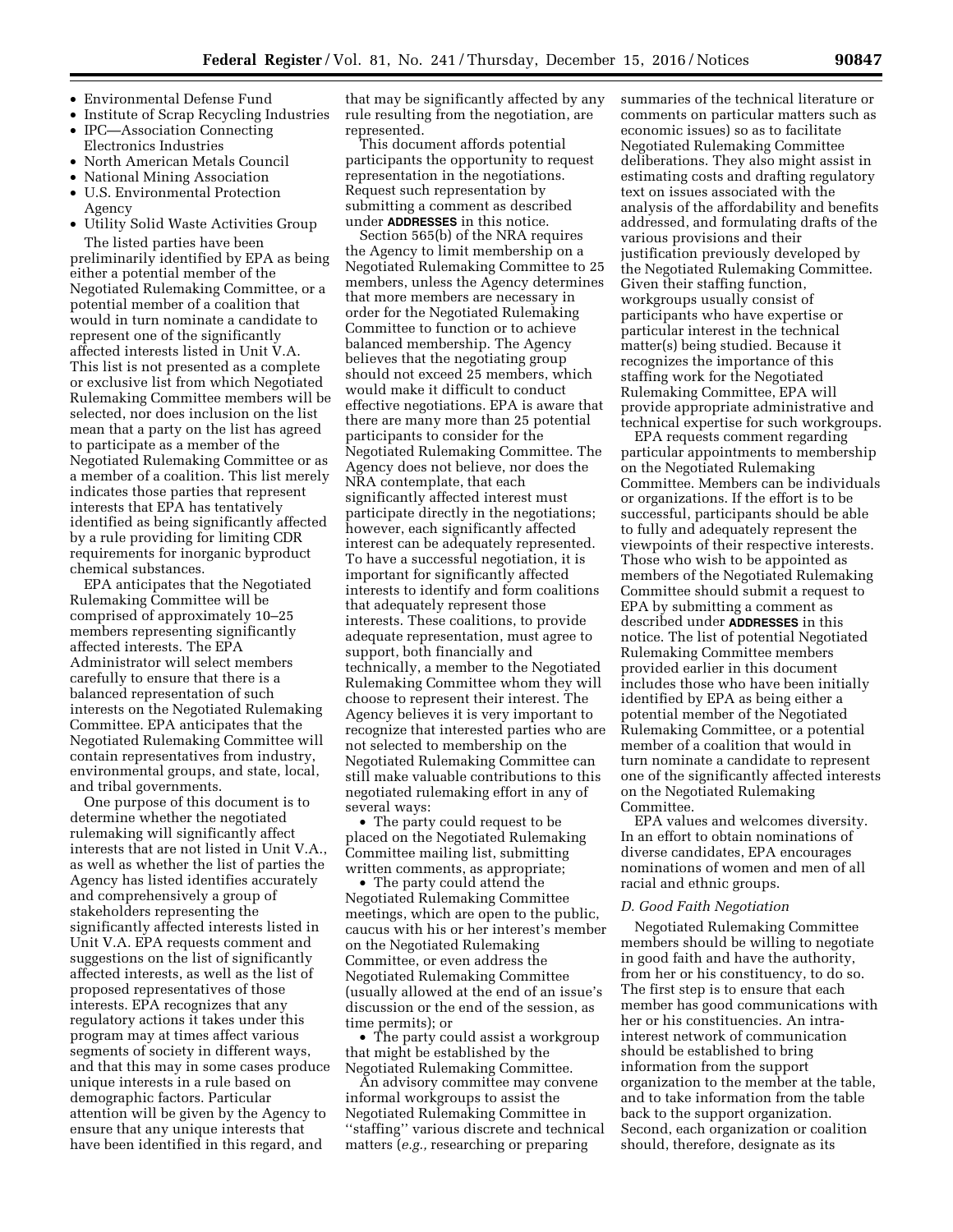- Environmental Defense Fund
- Institute of Scrap Recycling Industries
- IPC—Association Connecting Electronics Industries
- North American Metals Council
- National Mining Association
- U.S. Environmental Protection Agency
- Utility Solid Waste Activities Group

The listed parties have been preliminarily identified by EPA as being either a potential member of the Negotiated Rulemaking Committee, or a potential member of a coalition that would in turn nominate a candidate to represent one of the significantly affected interests listed in Unit V.A. This list is not presented as a complete or exclusive list from which Negotiated Rulemaking Committee members will be selected, nor does inclusion on the list mean that a party on the list has agreed to participate as a member of the Negotiated Rulemaking Committee or as a member of a coalition. This list merely indicates those parties that represent interests that EPA has tentatively identified as being significantly affected by a rule providing for limiting CDR requirements for inorganic byproduct chemical substances.

EPA anticipates that the Negotiated Rulemaking Committee will be comprised of approximately 10–25 members representing significantly affected interests. The EPA Administrator will select members carefully to ensure that there is a balanced representation of such interests on the Negotiated Rulemaking Committee. EPA anticipates that the Negotiated Rulemaking Committee will contain representatives from industry, environmental groups, and state, local, and tribal governments.

One purpose of this document is to determine whether the negotiated rulemaking will significantly affect interests that are not listed in Unit V.A., as well as whether the list of parties the Agency has listed identifies accurately and comprehensively a group of stakeholders representing the significantly affected interests listed in Unit V.A. EPA requests comment and suggestions on the list of significantly affected interests, as well as the list of proposed representatives of those interests. EPA recognizes that any regulatory actions it takes under this program may at times affect various segments of society in different ways, and that this may in some cases produce unique interests in a rule based on demographic factors. Particular attention will be given by the Agency to ensure that any unique interests that have been identified in this regard, and that may be significantly affected by any rule resulting from the negotiation, are represented.

This document affords potential participants the opportunity to request representation in the negotiations. Request such representation by submitting a comment as described under **ADDRESSES** in this notice.

Section 565(b) of the NRA requires the Agency to limit membership on a Negotiated Rulemaking Committee to 25 members, unless the Agency determines that more members are necessary in order for the Negotiated Rulemaking Committee to function or to achieve balanced membership. The Agency believes that the negotiating group should not exceed 25 members, which would make it difficult to conduct effective negotiations. EPA is aware that there are many more than 25 potential participants to consider for the Negotiated Rulemaking Committee. The Agency does not believe, nor does the NRA contemplate, that each significantly affected interest must participate directly in the negotiations; however, each significantly affected interest can be adequately represented. To have a successful negotiation, it is important for significantly affected interests to identify and form coalitions that adequately represent those interests. These coalitions, to provide adequate representation, must agree to support, both financially and technically, a member to the Negotiated Rulemaking Committee whom they will choose to represent their interest. The Agency believes it is very important to recognize that interested parties who are not selected to membership on the Negotiated Rulemaking Committee can still make valuable contributions to this negotiated rulemaking effort in any of several ways:

- The party could request to be placed on the Negotiated Rulemaking Committee mailing list, submitting written comments, as appropriate;
- The party could attend the Negotiated Rulemaking Committee meetings, which are open to the public, caucus with his or her interest's member on the Negotiated Rulemaking Committee, or even address the Negotiated Rulemaking Committee (usually allowed at the end of an issue's discussion or the end of the session, as time permits); or
- The party could assist a workgroup that might be established by the Negotiated Rulemaking Committee.

An advisory committee may convene informal workgroups to assist the Negotiated Rulemaking Committee in "staffing" various discrete and technical matters (*e.g.,* researching or preparing summaries of the technical literature or comments on particular matters such as economic issues) so as to facilitate Negotiated Rulemaking Committee deliberations. They also might assist in estimating costs and drafting regulatory text on issues associated with the analysis of the affordability and benefits addressed, and formulating drafts of the various provisions and their justification previously developed by the Negotiated Rulemaking Committee. Given their staffing function, workgroups usually consist of participants who have expertise or particular interest in the technical matter(s) being studied. Because it recognizes the importance of this staffing work for the Negotiated Rulemaking Committee, EPA will provide appropriate administrative and technical expertise for such workgroups.

EPA requests comment regarding particular appointments to membership on the Negotiated Rulemaking Committee. Members can be individuals or organizations. If the effort is to be successful, participants should be able to fully and adequately represent the viewpoints of their respective interests. Those who wish to be appointed as members of the Negotiated Rulemaking Committee should submit a request to EPA by submitting a comment as described under **ADDRESSES** in this notice. The list of potential Negotiated Rulemaking Committee members provided earlier in this document includes those who have been initially identified by EPA as being either a potential member of the Negotiated Rulemaking Committee, or a potential member of a coalition that would in turn nominate a candidate to represent one of the significantly affected interests on the Negotiated Rulemaking Committee.

EPA values and welcomes diversity. In an effort to obtain nominations of diverse candidates, EPA encourages nominations of women and men of all racial and ethnic groups.

### *D. Good Faith Negotiation*

Negotiated Rulemaking Committee members should be willing to negotiate in good faith and have the authority, from her or his constituency, to do so. The first step is to ensure that each member has good communications with her or his constituencies. An intra-interest network of communication should be established to bring information from the support organization to the member at the table, and to take information from the table back to the support organization. Second, each organization or coalition should, therefore, designate as its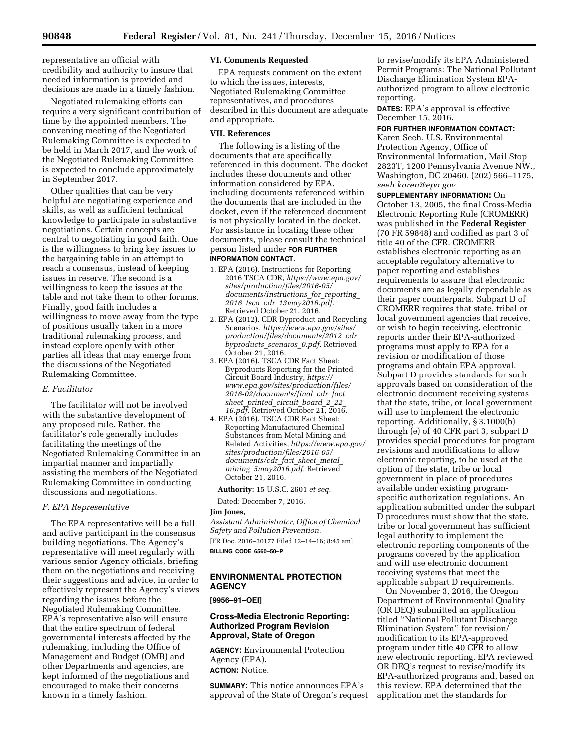representative an official with credibility and authority to insure that needed information is provided and decisions are made in a timely fashion.

Negotiated rulemaking efforts can require a very significant contribution of time by the appointed members. The convening meeting of the Negotiated Rulemaking Committee is expected to be held in March 2017, and the work of the Negotiated Rulemaking Committee is expected to conclude approximately in September 2017.

Other qualities that can be very helpful are negotiating experience and skills, as well as sufficient technical knowledge to participate in substantive negotiations. Certain concepts are central to negotiating in good faith. One is the willingness to bring key issues to the bargaining table in an attempt to reach a consensus, instead of keeping issues in reserve. The second is a willingness to keep the issues at the table and not take them to other forums. Finally, good faith includes a willingness to move away from the type of positions usually taken in a more traditional rulemaking process, and instead explore openly with other parties all ideas that may emerge from the discussions of the Negotiated Rulemaking Committee.

### *E. Facilitator*

The facilitator will not be involved with the substantive development of any proposed rule. Rather, the facilitator's role generally includes facilitating the meetings of the Negotiated Rulemaking Committee in an impartial manner and impartially assisting the members of the Negotiated Rulemaking Committee in conducting discussions and negotiations.

### *F. EPA Representative*

The EPA representative will be a full and active participant in the consensus building negotiations. The Agency's representative will meet regularly with various senior Agency officials, briefing them on the negotiations and receiving their suggestions and advice, in order to effectively represent the Agency's views regarding the issues before the Negotiated Rulemaking Committee. EPA's representative also will ensure that the entire spectrum of federal governmental interests affected by the rulemaking, including the Office of Management and Budget (OMB) and other Departments and agencies, are kept informed of the negotiations and encouraged to make their concerns known in a timely fashion.

## VI. Comments Requested

EPA requests comment on the extent to which the issues, interests, Negotiated Rulemaking Committee representatives, and procedures described in this document are adequate and appropriate.

## VII. References

The following is a listing of the documents that are specifically referenced in this document. The docket includes these documents and other information considered by EPA, including documents referenced within the documents that are included in the docket, even if the referenced document is not physically located in the docket. For assistance in locating these other documents, please consult the technical person listed under **FOR FURTHER INFORMATION CONTACT**.

1. EPA (2016). Instructions for Reporting 2016 TSCA CDR, *https://www.epa.gov/sites/production/files/2016-05/documents/instructions_for_reporting_2016_tsca_cdr_13may2016.pdf*. Retrieved October 21, 2016.
2. EPA (2012). CDR Byproduct and Recycling Scenarios, *https://www.epa.gov/sites/production/files/documents/2012_cdr_byproducts_scenaros_0.pdf*. Retrieved October 21, 2016.
3. EPA (2016). TSCA CDR Fact Sheet: Byproducts Reporting for the Printed Circuit Board Industry, *https://www.epa.gov/sites/production/files/2016-02/documents/final_cdr_fact_sheet_printed_circuit_board_2_22_16.pdf*. Retrieved October 21, 2016.
4. EPA (2016). TSCA CDR Fact Sheet: Reporting Manufactured Chemical Substances from Metal Mining and Related Activities, *https://www.epa.gov/sites/production/files/2016-05/documents/cdr_fact_sheet_metal_mining_5may2016.pdf*. Retrieved October 21, 2016.

**Authority:** 15 U.S.C. 2601 *et seq.*

Dated: December 7, 2016.

**Jim Jones,**

*Assistant Administrator, Office of Chemical Safety and Pollution Prevention.*

[FR Doc. 2016–30177 Filed 12–14–16; 8:45 am]

**BILLING CODE 6560–50–P**

---

# ENVIRONMENTAL PROTECTION AGENCY

**[9956–91–OEI]**

## Cross-Media Electronic Reporting: Authorized Program Revision Approval, State of Oregon

**AGENCY:** Environmental Protection Agency (EPA).

**ACTION:** Notice.

**SUMMARY:** This notice announces EPA's approval of the State of Oregon's request to revise/modify its EPA Administered Permit Programs: The National Pollutant Discharge Elimination System EPA-authorized program to allow electronic reporting.

**DATES:** EPA's approval is effective December 15, 2016.

**FOR FURTHER INFORMATION CONTACT:** Karen Seeh, U.S. Environmental Protection Agency, Office of Environmental Information, Mail Stop 2823T, 1200 Pennsylvania Avenue NW., Washington, DC 20460, (202) 566–1175, *seeh.karen@epa.gov.*

**SUPPLEMENTARY INFORMATION:** On October 13, 2005, the final Cross-Media Electronic Reporting Rule (CROMERR) was published in the **Federal Register** (70 FR 59848) and codified as part 3 of title 40 of the CFR. CROMERR establishes electronic reporting as an acceptable regulatory alternative to paper reporting and establishes requirements to assure that electronic documents are as legally dependable as their paper counterparts. Subpart D of CROMERR requires that state, tribal or local government agencies that receive, or wish to begin receiving, electronic reports under their EPA-authorized programs must apply to EPA for a revision or modification of those programs and obtain EPA approval. Subpart D provides standards for such approvals based on consideration of the electronic document receiving systems that the state, tribe, or local government will use to implement the electronic reporting. Additionally, § 3.1000(b) through (e) of 40 CFR part 3, subpart D provides special procedures for program revisions and modifications to allow electronic reporting, to be used at the option of the state, tribe or local government in place of procedures available under existing program-specific authorization regulations. An application submitted under the subpart D procedures must show that the state, tribe or local government has sufficient legal authority to implement the electronic reporting components of the programs covered by the application and will use electronic document receiving systems that meet the applicable subpart D requirements.

On November 3, 2016, the Oregon Department of Environmental Quality (OR DEQ) submitted an application titled "National Pollutant Discharge Elimination System" for revision/modification to its EPA-approved program under title 40 CFR to allow new electronic reporting. EPA reviewed OR DEQ's request to revise/modify its EPA-authorized programs and, based on this review, EPA determined that the application met the standards for